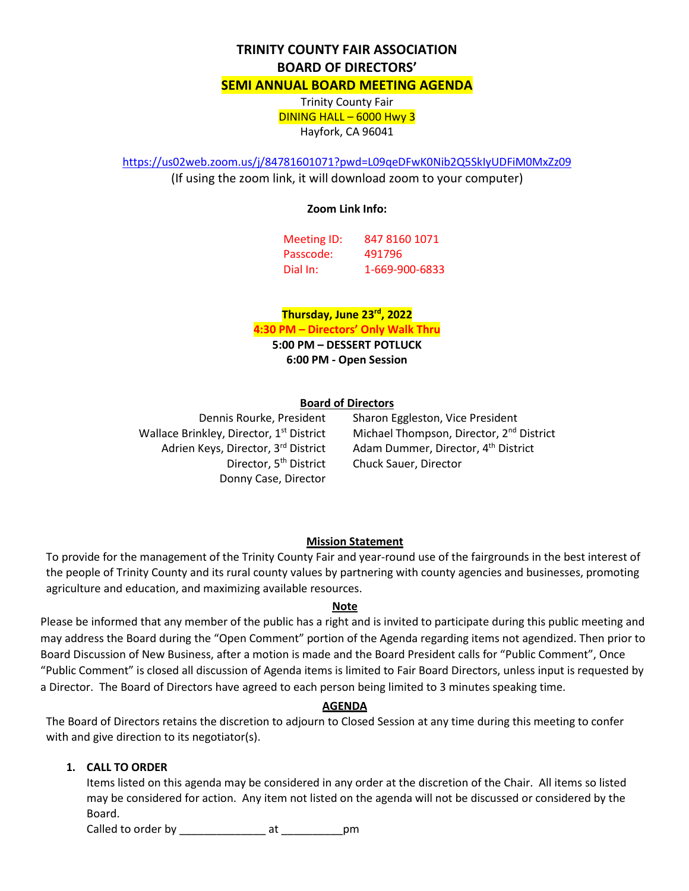# TRINITY COUNTY FAIR ASSOCIATION
# BOARD OF DIRECTORS'
# SEMI ANNUAL BOARD MEETING AGENDA

Trinity County Fair
DINING HALL – 6000 Hwy 3
Hayfork, CA 96041

https://us02web.zoom.us/j/84781601071?pwd=L09qeDFwK0Nib2Q5SkIyUDFiM0MxZz09
(If using the zoom link, it will download zoom to your computer)

**Zoom Link Info:**

Meeting ID: 847 8160 1071
Passcode: 491796
Dial In: 1-669-900-6833

**Thursday, June 23rd, 2022**
**4:30 PM – Directors' Only Walk Thru**
**5:00 PM – DESSERT POTLUCK**
**6:00 PM - Open Session**

**Board of Directors**

Dennis Rourke, President
Sharon Eggleston, Vice President
Wallace Brinkley, Director, 1st District
Michael Thompson, Director, 2nd District
Adrien Keys, Director, 3rd District
Adam Dummer, Director, 4th District
Director, 5th District
Chuck Sauer, Director
Donny Case, Director

**Mission Statement**

To provide for the management of the Trinity County Fair and year-round use of the fairgrounds in the best interest of the people of Trinity County and its rural county values by partnering with county agencies and businesses, promoting agriculture and education, and maximizing available resources.

**Note**

Please be informed that any member of the public has a right and is invited to participate during this public meeting and may address the Board during the "Open Comment" portion of the Agenda regarding items not agendized. Then prior to Board Discussion of New Business, after a motion is made and the Board President calls for "Public Comment", Once "Public Comment" is closed all discussion of Agenda items is limited to Fair Board Directors, unless input is requested by a Director. The Board of Directors have agreed to each person being limited to 3 minutes speaking time.

**AGENDA**

The Board of Directors retains the discretion to adjourn to Closed Session at any time during this meeting to confer with and give direction to its negotiator(s).

1. **CALL TO ORDER**
   Items listed on this agenda may be considered in any order at the discretion of the Chair. All items so listed may be considered for action. Any item not listed on the agenda will not be discussed or considered by the Board.
   Called to order by ______________ at __________pm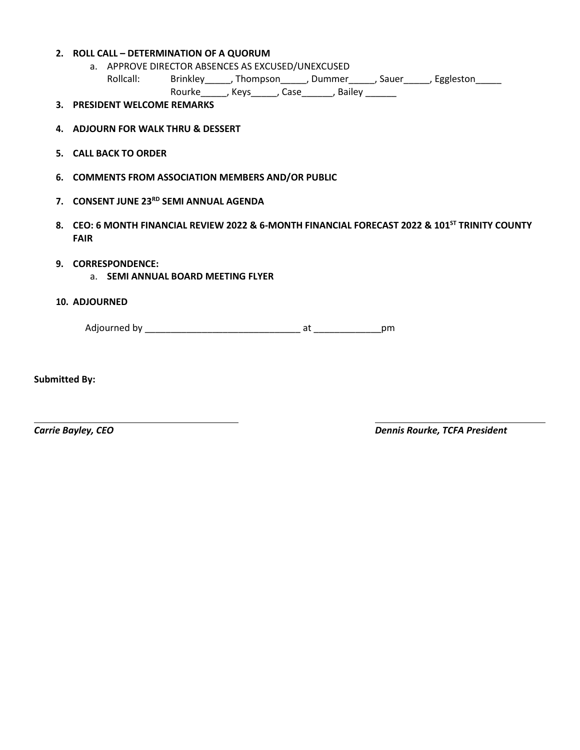2. **ROLL CALL – DETERMINATION OF A QUORUM**
   a. APPROVE DIRECTOR ABSENCES AS EXCUSED/UNEXCUSED
      Rollcall: Brinkley_____, Thompson_____, Dummer_____, Sauer_____, Eggleston_____
      Rourke_____, Keys_____, Case______, Bailey ______

3. **PRESIDENT WELCOME REMARKS**

4. **ADJOURN FOR WALK THRU & DESSERT**

5. **CALL BACK TO ORDER**

6. **COMMENTS FROM ASSOCIATION MEMBERS AND/OR PUBLIC**

7. **CONSENT JUNE 23RD SEMI ANNUAL AGENDA**

8. **CEO: 6 MONTH FINANCIAL REVIEW 2022 & 6-MONTH FINANCIAL FORECAST 2022 & 101ST TRINITY COUNTY FAIR**

9. **CORRESPONDENCE:**
   a. **SEMI ANNUAL BOARD MEETING FLYER**

10. **ADJOURNED**

    Adjourned by ______________________________ at _____________pm

**Submitted By:**

_______________________________________ _______________________________________

***Carrie Bayley, CEO*** ***Dennis Rourke, TCFA President***